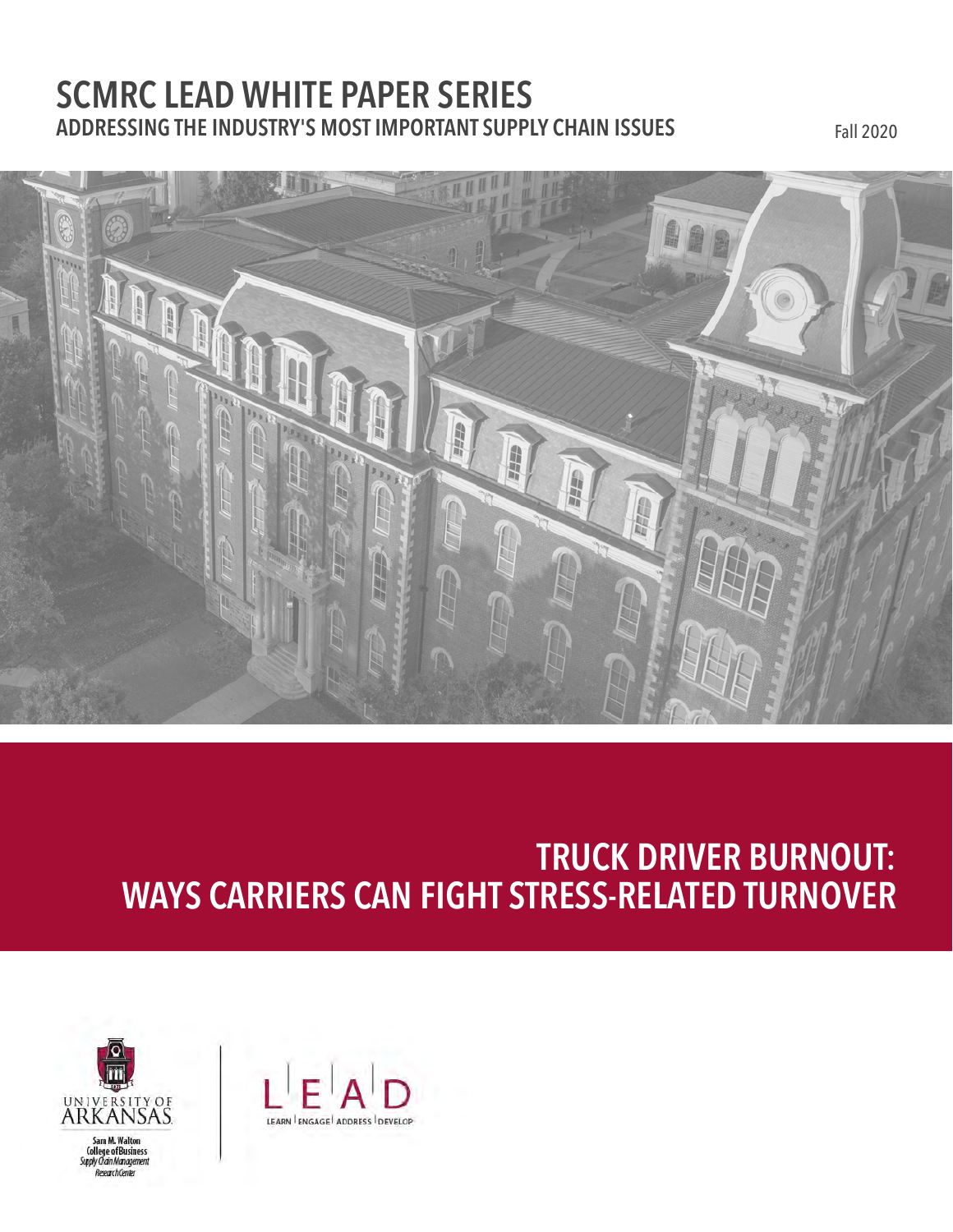# SCMRC LEAD WHITE PAPER SERIES

## ADDRESSING THE INDUSTRY'S MOST IMPORTANT SUPPLY CHAIN ISSUES

Fall 2020

# TRUCK DRIVER BURNOUT: WAYS CARRIERS CAN FIGHT STRESS-RELATED TURNOVER

UNIVERSITY OF ARKANSAS

Sam M. Walton College of Business Supply Chain Management Research Center

LEAD

LEARN | ENGAGE | ADDRESS | DEVELOP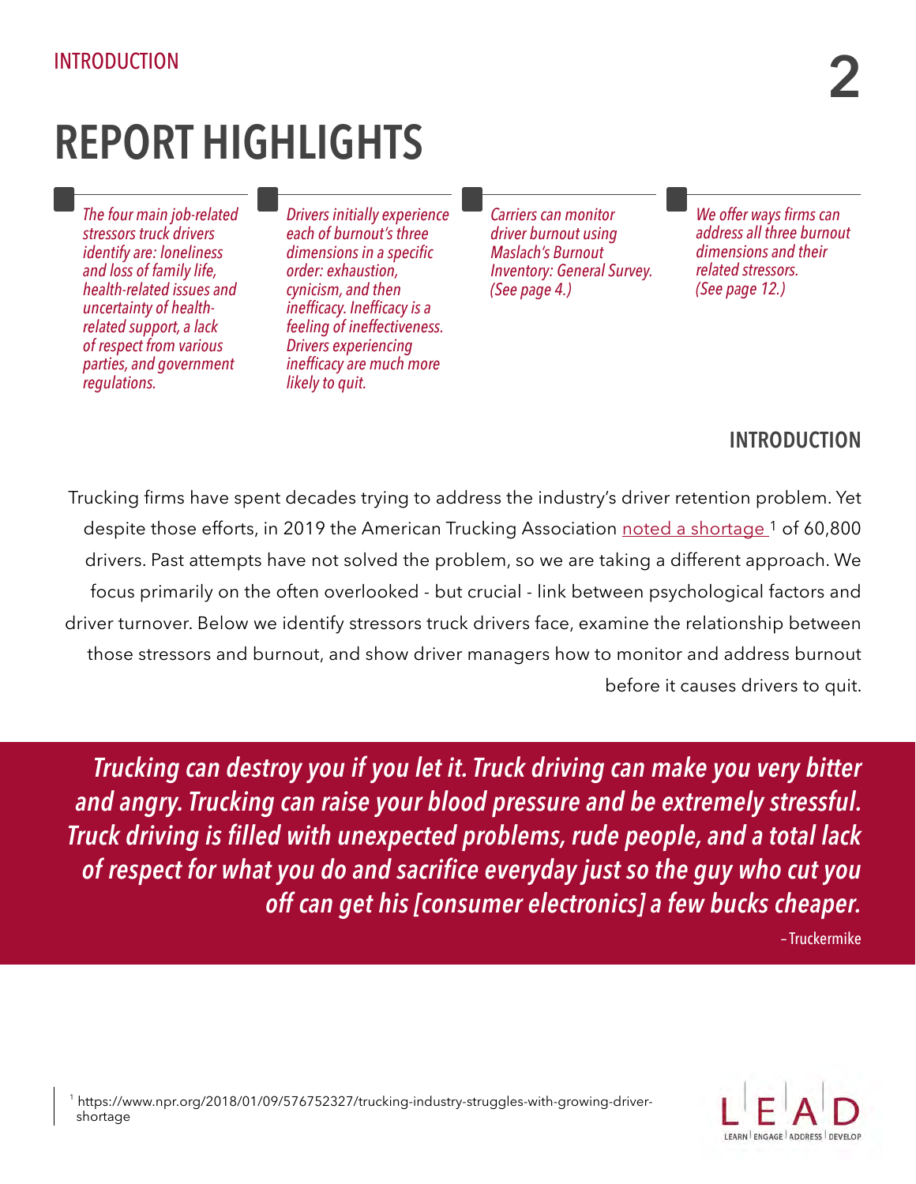# REPORT HIGHLIGHTS

- *The four main job-related stressors truck drivers identify are: loneliness and loss of family life, health-related issues and uncertainty of health-related support, a lack of respect from various parties, and government regulations.*
- *Drivers initially experience each of burnout's three dimensions in a specific order: exhaustion, cynicism, and then inefficacy. Inefficacy is a feeling of ineffectiveness. Drivers experiencing inefficacy are much more likely to quit.*
- *Carriers can monitor driver burnout using Maslach's Burnout Inventory: General Survey. (See page 4.)*
- *We offer ways firms can address all three burnout dimensions and their related stressors. (See page 12.)*

## INTRODUCTION

Trucking firms have spent decades trying to address the industry's driver retention problem. Yet despite those efforts, in 2019 the American Trucking Association noted a shortage [1] of 60,800 drivers. Past attempts have not solved the problem, so we are taking a different approach. We focus primarily on the often overlooked - but crucial - link between psychological factors and driver turnover. Below we identify stressors truck drivers face, examine the relationship between those stressors and burnout, and show driver managers how to monitor and address burnout before it causes drivers to quit.

> *Trucking can destroy you if you let it. Truck driving can make you very bitter and angry. Trucking can raise your blood pressure and be extremely stressful. Truck driving is filled with unexpected problems, rude people, and a total lack of respect for what you do and sacrifice everyday just so the guy who cut you off can get his [consumer electronics] a few bucks cheaper.*
>
> – Truckermike

[1] https://www.npr.org/2018/01/09/576752327/trucking-industry-struggles-with-growing-driver-shortage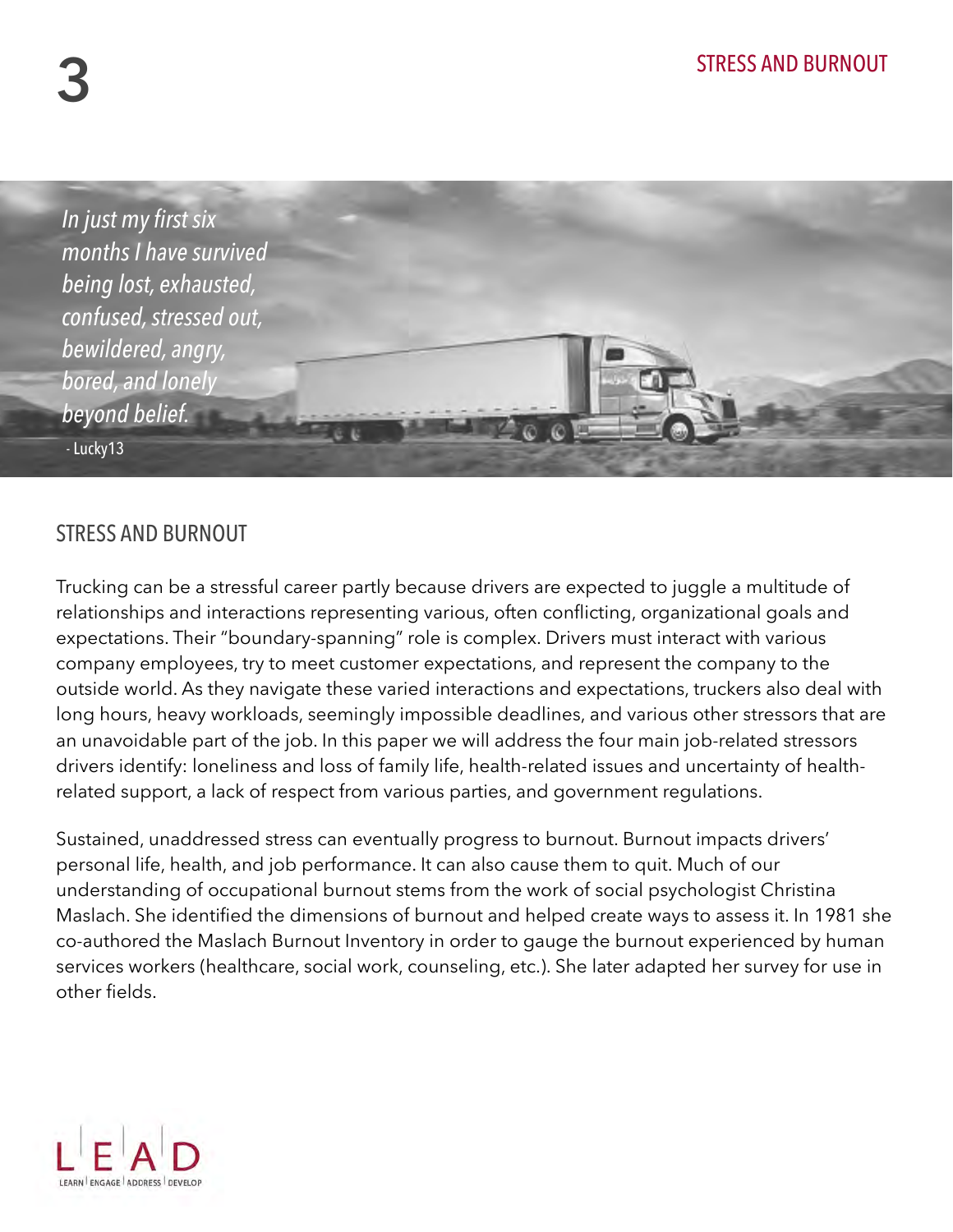*In just my first six months I have survived being lost, exhausted, confused, stressed out, bewildered, angry, bored, and lonely beyond belief.*

\- Lucky13

## STRESS AND BURNOUT

Trucking can be a stressful career partly because drivers are expected to juggle a multitude of relationships and interactions representing various, often conflicting, organizational goals and expectations. Their "boundary-spanning" role is complex. Drivers must interact with various company employees, try to meet customer expectations, and represent the company to the outside world. As they navigate these varied interactions and expectations, truckers also deal with long hours, heavy workloads, seemingly impossible deadlines, and various other stressors that are an unavoidable part of the job. In this paper we will address the four main job-related stressors drivers identify: loneliness and loss of family life, health-related issues and uncertainty of health-related support, a lack of respect from various parties, and government regulations.

Sustained, unaddressed stress can eventually progress to burnout. Burnout impacts drivers' personal life, health, and job performance. It can also cause them to quit. Much of our understanding of occupational burnout stems from the work of social psychologist Christina Maslach. She identified the dimensions of burnout and helped create ways to assess it. In 1981 she co-authored the Maslach Burnout Inventory in order to gauge the burnout experienced by human services workers (healthcare, social work, counseling, etc.). She later adapted her survey for use in other fields.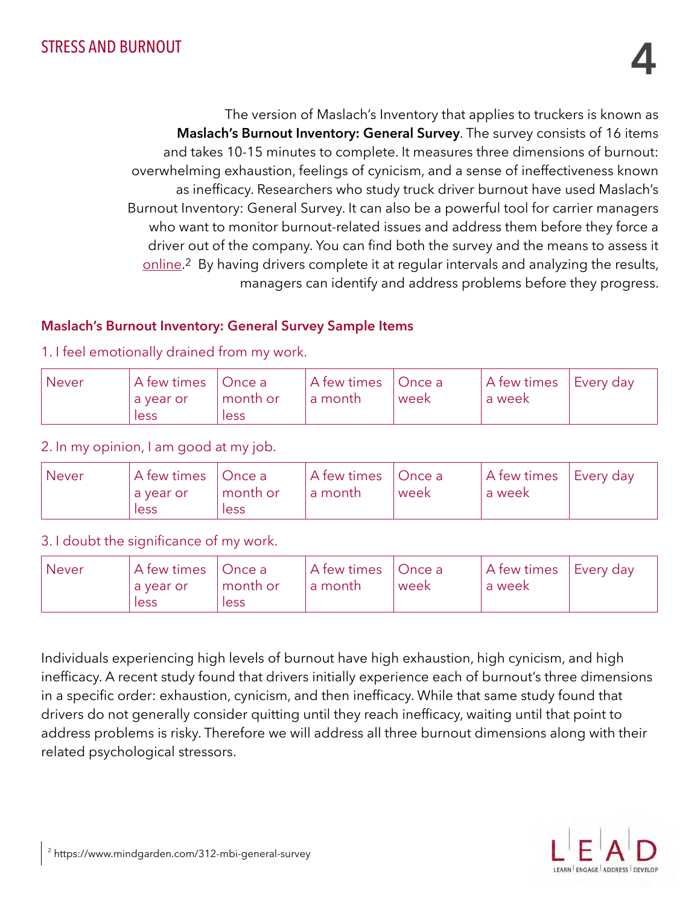The version of Maslach's Inventory that applies to truckers is known as **Maslach's Burnout Inventory: General Survey**. The survey consists of 16 items and takes 10-15 minutes to complete. It measures three dimensions of burnout: overwhelming exhaustion, feelings of cynicism, and a sense of ineffectiveness known as inefficacy. Researchers who study truck driver burnout have used Maslach's Burnout Inventory: General Survey. It can also be a powerful tool for carrier managers who want to monitor burnout-related issues and address them before they force a driver out of the company. You can find both the survey and the means to assess it online.[2] By having drivers complete it at regular intervals and analyzing the results, managers can identify and address problems before they progress.

### Maslach's Burnout Inventory: General Survey Sample Items

1. I feel emotionally drained from my work.

| Never | A few times a year or less | Once a month or less | A few times a month | Once a week | A few times a week | Every day |
|---|---|---|---|---|---|---|

2. In my opinion, I am good at my job.

| Never | A few times a year or less | Once a month or less | A few times a month | Once a week | A few times a week | Every day |
|---|---|---|---|---|---|---|

3. I doubt the significance of my work.

| Never | A few times a year or less | Once a month or less | A few times a month | Once a week | A few times a week | Every day |
|---|---|---|---|---|---|---|

Individuals experiencing high levels of burnout have high exhaustion, high cynicism, and high inefficacy. A recent study found that drivers initially experience each of burnout's three dimensions in a specific order: exhaustion, cynicism, and then inefficacy. While that same study found that drivers do not generally consider quitting until they reach inefficacy, waiting until that point to address problems is risky. Therefore we will address all three burnout dimensions along with their related psychological stressors.

[2] https://www.mindgarden.com/312-mbi-general-survey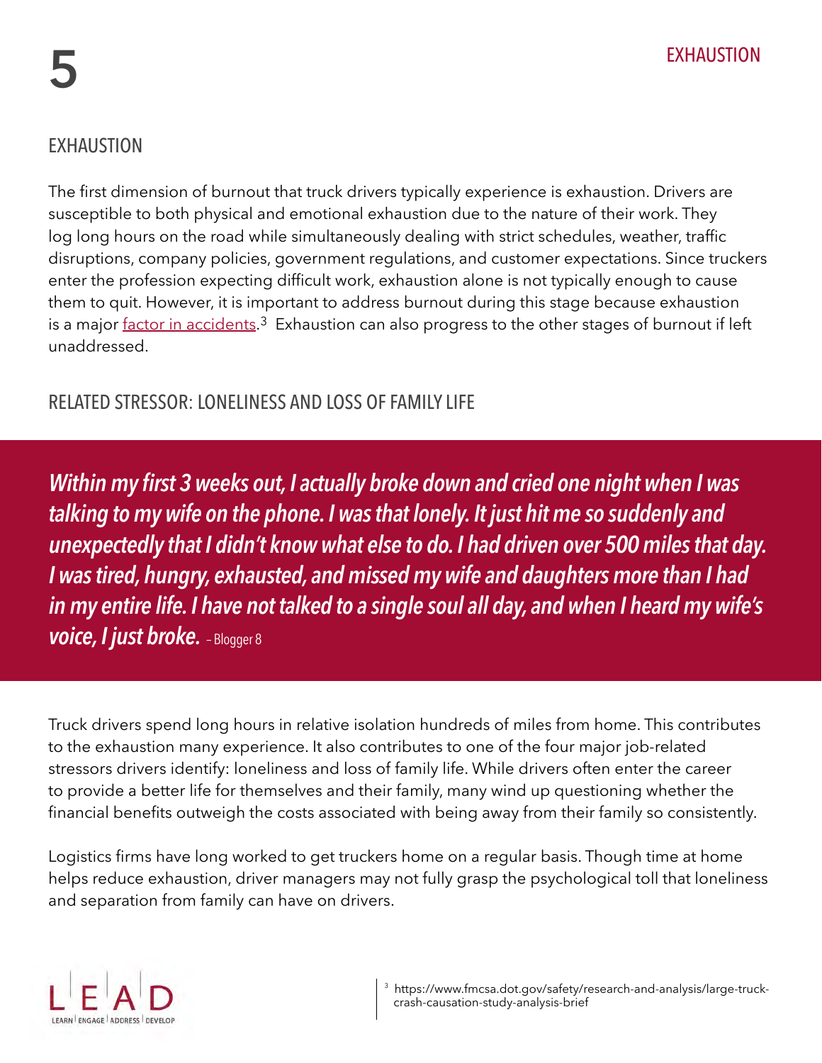## EXHAUSTION

The first dimension of burnout that truck drivers typically experience is exhaustion. Drivers are susceptible to both physical and emotional exhaustion due to the nature of their work. They log long hours on the road while simultaneously dealing with strict schedules, weather, traffic disruptions, company policies, government regulations, and customer expectations. Since truckers enter the profession expecting difficult work, exhaustion alone is not typically enough to cause them to quit. However, it is important to address burnout during this stage because exhaustion is a major factor in accidents.[3] Exhaustion can also progress to the other stages of burnout if left unaddressed.

### RELATED STRESSOR: LONELINESS AND LOSS OF FAMILY LIFE

> ***Within my first 3 weeks out, I actually broke down and cried one night when I was talking to my wife on the phone. I was that lonely. It just hit me so suddenly and unexpectedly that I didn't know what else to do. I had driven over 500 miles that day. I was tired, hungry, exhausted, and missed my wife and daughters more than I had in my entire life. I have not talked to a single soul all day, and when I heard my wife's voice, I just broke.*** – Blogger 8

Truck drivers spend long hours in relative isolation hundreds of miles from home. This contributes to the exhaustion many experience. It also contributes to one of the four major job-related stressors drivers identify: loneliness and loss of family life. While drivers often enter the career to provide a better life for themselves and their family, many wind up questioning whether the financial benefits outweigh the costs associated with being away from their family so consistently.

Logistics firms have long worked to get truckers home on a regular basis. Though time at home helps reduce exhaustion, driver managers may not fully grasp the psychological toll that loneliness and separation from family can have on drivers.

[3] https://www.fmcsa.dot.gov/safety/research-and-analysis/large-truck-crash-causation-study-analysis-brief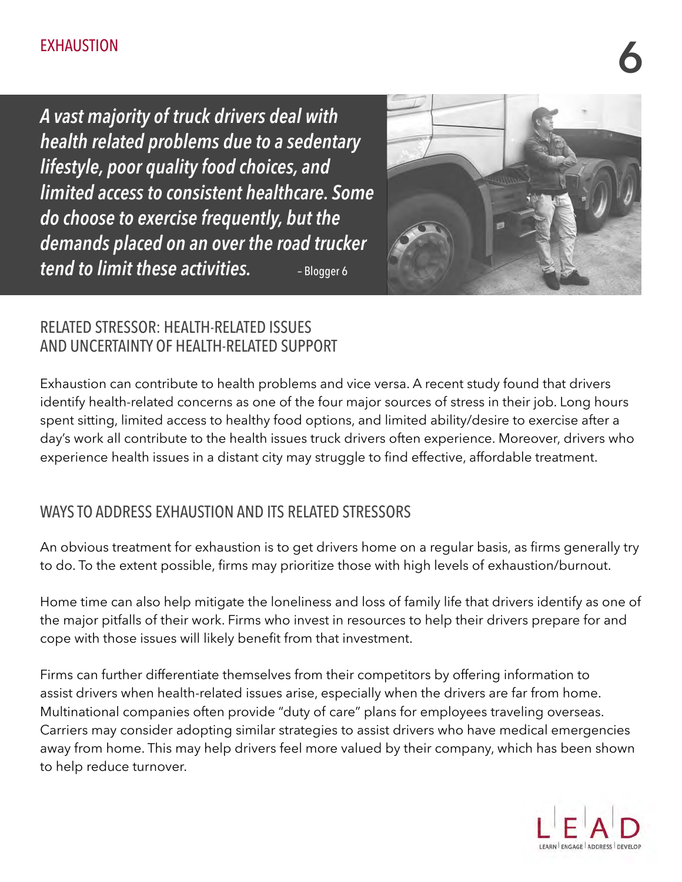# EXHAUSTION

> ***A vast majority of truck drivers deal with health related problems due to a sedentary lifestyle, poor quality food choices, and limited access to consistent healthcare. Some do choose to exercise frequently, but the demands placed on an over the road trucker tend to limit these activities.*** – Blogger 6

## RELATED STRESSOR: HEALTH-RELATED ISSUES AND UNCERTAINTY OF HEALTH-RELATED SUPPORT

Exhaustion can contribute to health problems and vice versa. A recent study found that drivers identify health-related concerns as one of the four major sources of stress in their job. Long hours spent sitting, limited access to healthy food options, and limited ability/desire to exercise after a day's work all contribute to the health issues truck drivers often experience. Moreover, drivers who experience health issues in a distant city may struggle to find effective, affordable treatment.

## WAYS TO ADDRESS EXHAUSTION AND ITS RELATED STRESSORS

An obvious treatment for exhaustion is to get drivers home on a regular basis, as firms generally try to do. To the extent possible, firms may prioritize those with high levels of exhaustion/burnout.

Home time can also help mitigate the loneliness and loss of family life that drivers identify as one of the major pitfalls of their work. Firms who invest in resources to help their drivers prepare for and cope with those issues will likely benefit from that investment.

Firms can further differentiate themselves from their competitors by offering information to assist drivers when health-related issues arise, especially when the drivers are far from home. Multinational companies often provide "duty of care" plans for employees traveling overseas. Carriers may consider adopting similar strategies to assist drivers who have medical emergencies away from home. This may help drivers feel more valued by their company, which has been shown to help reduce turnover.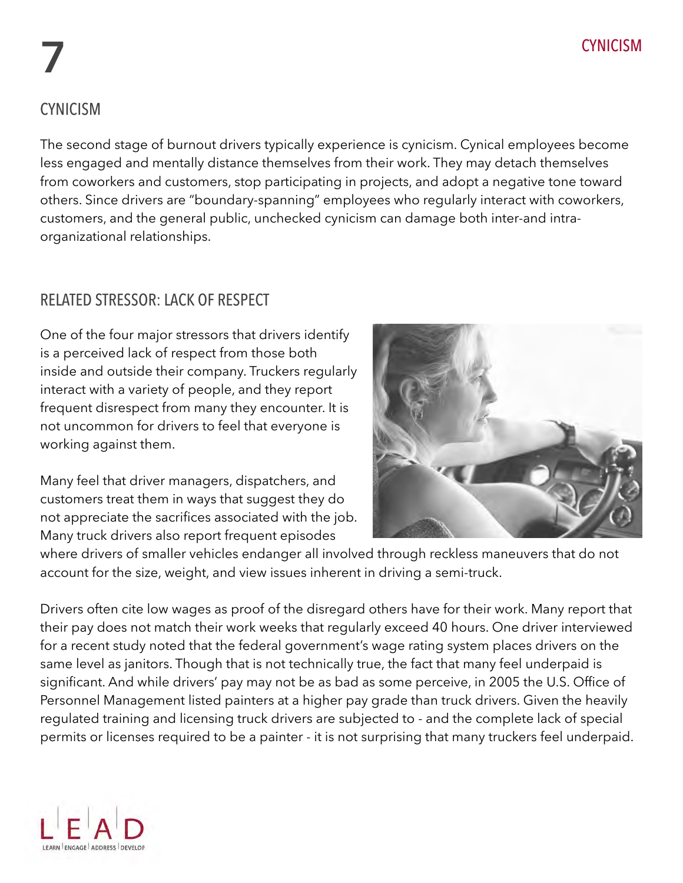# CYNICISM

The second stage of burnout drivers typically experience is cynicism. Cynical employees become less engaged and mentally distance themselves from their work. They may detach themselves from coworkers and customers, stop participating in projects, and adopt a negative tone toward others. Since drivers are "boundary-spanning" employees who regularly interact with coworkers, customers, and the general public, unchecked cynicism can damage both inter-and intra-organizational relationships.

## RELATED STRESSOR: LACK OF RESPECT

One of the four major stressors that drivers identify is a perceived lack of respect from those both inside and outside their company. Truckers regularly interact with a variety of people, and they report frequent disrespect from many they encounter. It is not uncommon for drivers to feel that everyone is working against them.

Many feel that driver managers, dispatchers, and customers treat them in ways that suggest they do not appreciate the sacrifices associated with the job. Many truck drivers also report frequent episodes where drivers of smaller vehicles endanger all involved through reckless maneuvers that do not account for the size, weight, and view issues inherent in driving a semi-truck.

Drivers often cite low wages as proof of the disregard others have for their work. Many report that their pay does not match their work weeks that regularly exceed 40 hours. One driver interviewed for a recent study noted that the federal government's wage rating system places drivers on the same level as janitors. Though that is not technically true, the fact that many feel underpaid is significant. And while drivers' pay may not be as bad as some perceive, in 2005 the U.S. Office of Personnel Management listed painters at a higher pay grade than truck drivers. Given the heavily regulated training and licensing truck drivers are subjected to - and the complete lack of special permits or licenses required to be a painter - it is not surprising that many truckers feel underpaid.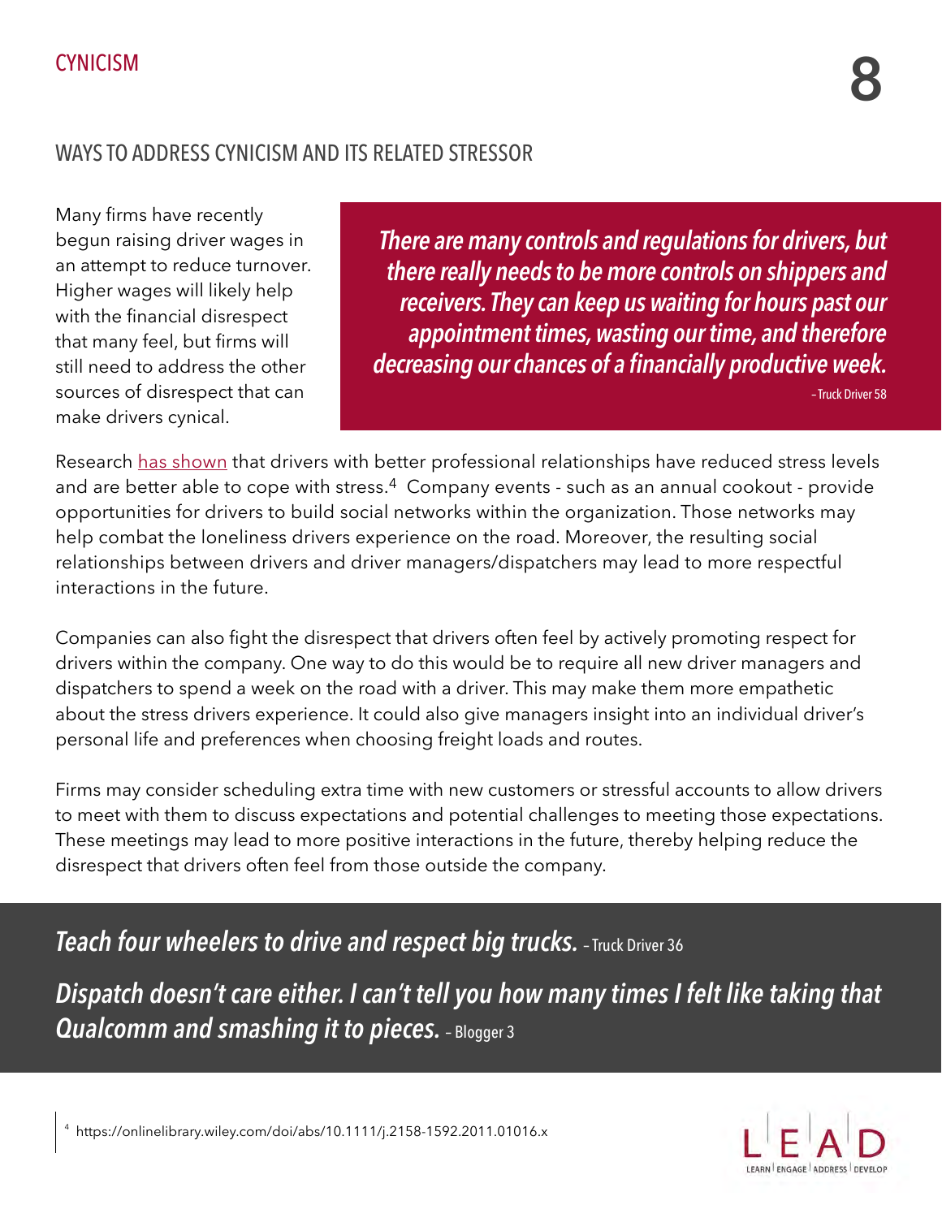## CYNICISM

### WAYS TO ADDRESS CYNICISM AND ITS RELATED STRESSOR

Many firms have recently begun raising driver wages in an attempt to reduce turnover. Higher wages will likely help with the financial disrespect that many feel, but firms will still need to address the other sources of disrespect that can make drivers cynical.

> ***There are many controls and regulations for drivers, but there really needs to be more controls on shippers and receivers. They can keep us waiting for hours past our appointment times, wasting our time, and therefore decreasing our chances of a financially productive week.*** – Truck Driver 58

Research has shown that drivers with better professional relationships have reduced stress levels and are better able to cope with stress.[4] Company events - such as an annual cookout - provide opportunities for drivers to build social networks within the organization. Those networks may help combat the loneliness drivers experience on the road. Moreover, the resulting social relationships between drivers and driver managers/dispatchers may lead to more respectful interactions in the future.

Companies can also fight the disrespect that drivers often feel by actively promoting respect for drivers within the company. One way to do this would be to require all new driver managers and dispatchers to spend a week on the road with a driver. This may make them more empathetic about the stress drivers experience. It could also give managers insight into an individual driver's personal life and preferences when choosing freight loads and routes.

Firms may consider scheduling extra time with new customers or stressful accounts to allow drivers to meet with them to discuss expectations and potential challenges to meeting those expectations. These meetings may lead to more positive interactions in the future, thereby helping reduce the disrespect that drivers often feel from those outside the company.

> ***Teach four wheelers to drive and respect big trucks.*** – Truck Driver 36
>
> ***Dispatch doesn't care either. I can't tell you how many times I felt like taking that Qualcomm and smashing it to pieces.*** – Blogger 3

[4] https://onlinelibrary.wiley.com/doi/abs/10.1111/j.2158-1592.2011.01016.x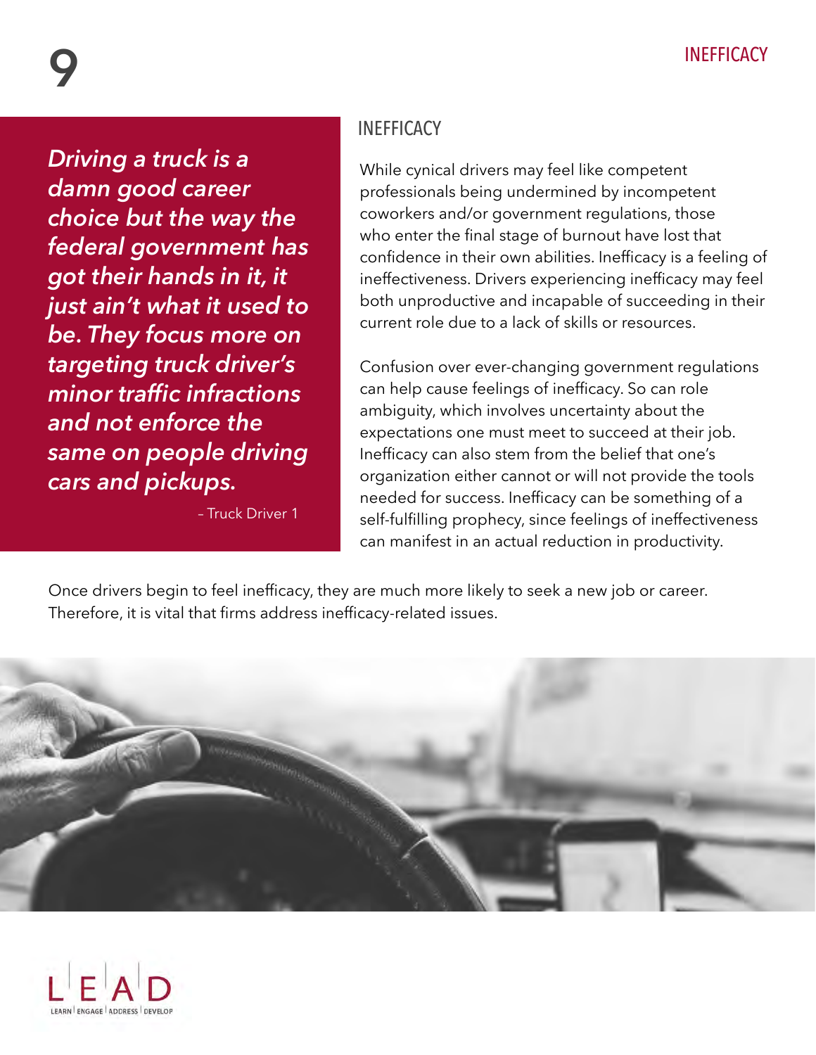*Driving a truck is a damn good career choice but the way the federal government has got their hands in it, it just ain't what it used to be. They focus more on targeting truck driver's minor traffic infractions and not enforce the same on people driving cars and pickups.*

– Truck Driver 1

## INEFFICACY

While cynical drivers may feel like competent professionals being undermined by incompetent coworkers and/or government regulations, those who enter the final stage of burnout have lost that confidence in their own abilities. Inefficacy is a feeling of ineffectiveness. Drivers experiencing inefficacy may feel both unproductive and incapable of succeeding in their current role due to a lack of skills or resources.

Confusion over ever-changing government regulations can help cause feelings of inefficacy. So can role ambiguity, which involves uncertainty about the expectations one must meet to succeed at their job. Inefficacy can also stem from the belief that one's organization either cannot or will not provide the tools needed for success. Inefficacy can be something of a self-fulfilling prophecy, since feelings of ineffectiveness can manifest in an actual reduction in productivity.

Once drivers begin to feel inefficacy, they are much more likely to seek a new job or career. Therefore, it is vital that firms address inefficacy-related issues.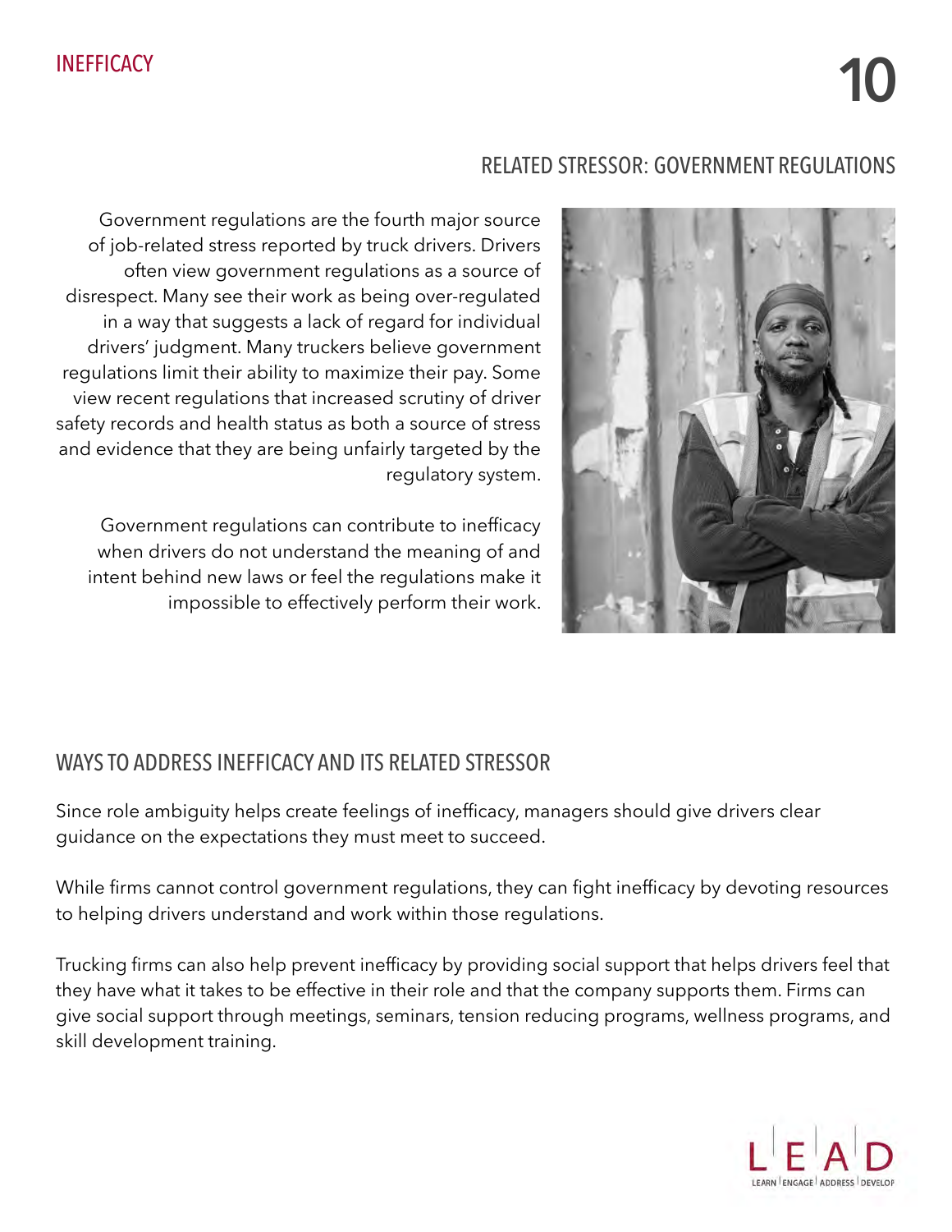# INEFFICACY

## RELATED STRESSOR: GOVERNMENT REGULATIONS

Government regulations are the fourth major source of job-related stress reported by truck drivers. Drivers often view government regulations as a source of disrespect. Many see their work as being over-regulated in a way that suggests a lack of regard for individual drivers' judgment. Many truckers believe government regulations limit their ability to maximize their pay. Some view recent regulations that increased scrutiny of driver safety records and health status as both a source of stress and evidence that they are being unfairly targeted by the regulatory system.

Government regulations can contribute to inefficacy when drivers do not understand the meaning of and intent behind new laws or feel the regulations make it impossible to effectively perform their work.

## WAYS TO ADDRESS INEFFICACY AND ITS RELATED STRESSOR

Since role ambiguity helps create feelings of inefficacy, managers should give drivers clear guidance on the expectations they must meet to succeed.

While firms cannot control government regulations, they can fight inefficacy by devoting resources to helping drivers understand and work within those regulations.

Trucking firms can also help prevent inefficacy by providing social support that helps drivers feel that they have what it takes to be effective in their role and that the company supports them. Firms can give social support through meetings, seminars, tension reducing programs, wellness programs, and skill development training.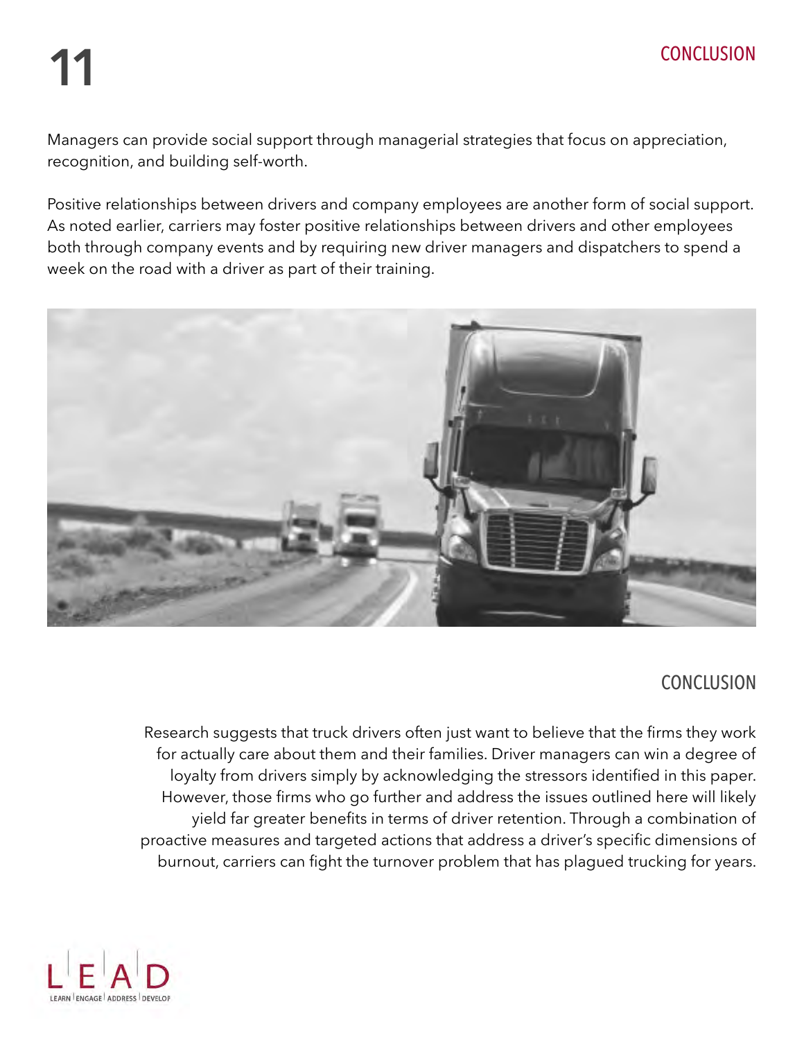Managers can provide social support through managerial strategies that focus on appreciation, recognition, and building self-worth.

Positive relationships between drivers and company employees are another form of social support. As noted earlier, carriers may foster positive relationships between drivers and other employees both through company events and by requiring new driver managers and dispatchers to spend a week on the road with a driver as part of their training.

## CONCLUSION

Research suggests that truck drivers often just want to believe that the firms they work for actually care about them and their families. Driver managers can win a degree of loyalty from drivers simply by acknowledging the stressors identified in this paper. However, those firms who go further and address the issues outlined here will likely yield far greater benefits in terms of driver retention. Through a combination of proactive measures and targeted actions that address a driver's specific dimensions of burnout, carriers can fight the turnover problem that has plagued trucking for years.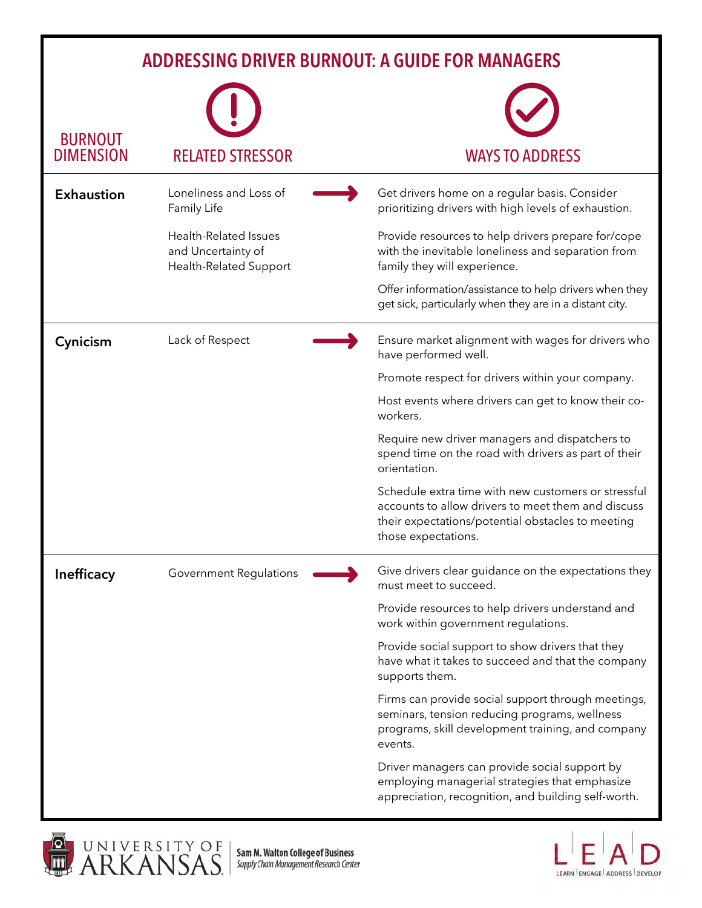# ADDRESSING DRIVER BURNOUT: A GUIDE FOR MANAGERS

| BURNOUT DIMENSION | RELATED STRESSOR | WAYS TO ADDRESS |
| --- | --- | --- |
| **Exhaustion** | Loneliness and Loss of Family Life | Get drivers home on a regular basis. Consider prioritizing drivers with high levels of exhaustion. |
| | Health-Related Issues and Uncertainty of Health-Related Support | Provide resources to help drivers prepare for/cope with the inevitable loneliness and separation from family they will experience. |
| | | Offer information/assistance to help drivers when they get sick, particularly when they are in a distant city. |
| **Cynicism** | Lack of Respect | Ensure market alignment with wages for drivers who have performed well. |
| | | Promote respect for drivers within your company. |
| | | Host events where drivers can get to know their co-workers. |
| | | Require new driver managers and dispatchers to spend time on the road with drivers as part of their orientation. |
| | | Schedule extra time with new customers or stressful accounts to allow drivers to meet them and discuss their expectations/potential obstacles to meeting those expectations. |
| **Inefficacy** | Government Regulations | Give drivers clear guidance on the expectations they must meet to succeed. |
| | | Provide resources to help drivers understand and work within government regulations. |
| | | Provide social support to show drivers that they have what it takes to succeed and that the company supports them. |
| | | Firms can provide social support through meetings, seminars, tension reducing programs, wellness programs, skill development training, and company events. |
| | | Driver managers can provide social support by employing managerial strategies that emphasize appreciation, recognition, and building self-worth. |

UNIVERSITY OF ARKANSAS | Sam M. Walton College of Business | *Supply Chain Management Research Center*

LEAD — LEARN | ENGAGE | ADDRESS | DEVELOP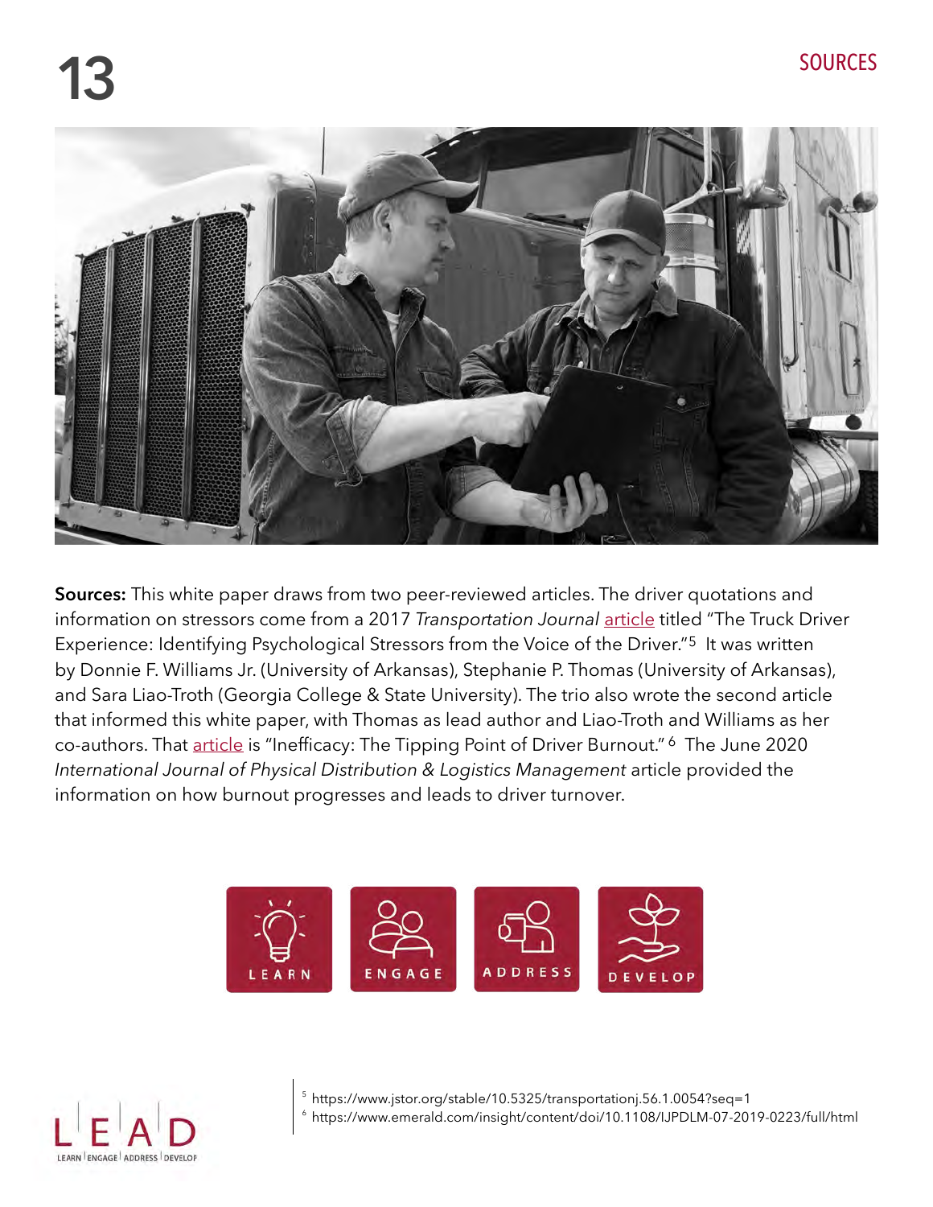# SOURCES

**Sources:** This white paper draws from two peer-reviewed articles. The driver quotations and information on stressors come from a 2017 *Transportation Journal* article titled "The Truck Driver Experience: Identifying Psychological Stressors from the Voice of the Driver."[5] It was written by Donnie F. Williams Jr. (University of Arkansas), Stephanie P. Thomas (University of Arkansas), and Sara Liao-Troth (Georgia College & State University). The trio also wrote the second article that informed this white paper, with Thomas as lead author and Liao-Troth and Williams as her co-authors. That article is "Inefficacy: The Tipping Point of Driver Burnout."[6] The June 2020 *International Journal of Physical Distribution & Logistics Management* article provided the information on how burnout progresses and leads to driver turnover.

LEARN ENGAGE ADDRESS DEVELOP

[5] https://www.jstor.org/stable/10.5325/transportationj.56.1.0054?seq=1
[6] https://www.emerald.com/insight/content/doi/10.1108/IJPDLM-07-2019-0223/full/html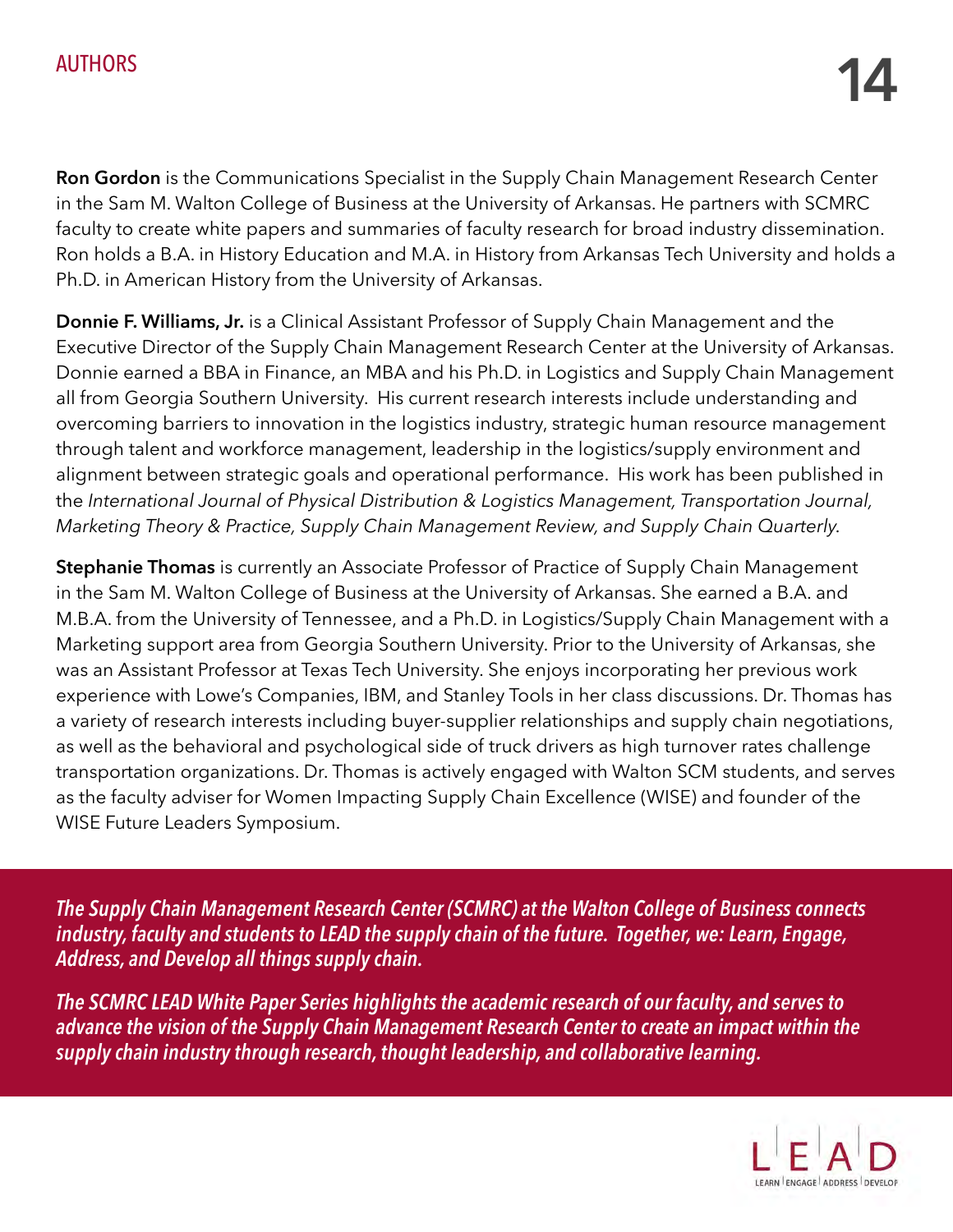# AUTHORS

**Ron Gordon** is the Communications Specialist in the Supply Chain Management Research Center in the Sam M. Walton College of Business at the University of Arkansas. He partners with SCMRC faculty to create white papers and summaries of faculty research for broad industry dissemination. Ron holds a B.A. in History Education and M.A. in History from Arkansas Tech University and holds a Ph.D. in American History from the University of Arkansas.

**Donnie F. Williams, Jr.** is a Clinical Assistant Professor of Supply Chain Management and the Executive Director of the Supply Chain Management Research Center at the University of Arkansas. Donnie earned a BBA in Finance, an MBA and his Ph.D. in Logistics and Supply Chain Management all from Georgia Southern University. His current research interests include understanding and overcoming barriers to innovation in the logistics industry, strategic human resource management through talent and workforce management, leadership in the logistics/supply environment and alignment between strategic goals and operational performance. His work has been published in the *International Journal of Physical Distribution & Logistics Management, Transportation Journal, Marketing Theory & Practice, Supply Chain Management Review, and Supply Chain Quarterly*.

**Stephanie Thomas** is currently an Associate Professor of Practice of Supply Chain Management in the Sam M. Walton College of Business at the University of Arkansas. She earned a B.A. and M.B.A. from the University of Tennessee, and a Ph.D. in Logistics/Supply Chain Management with a Marketing support area from Georgia Southern University. Prior to the University of Arkansas, she was an Assistant Professor at Texas Tech University. She enjoys incorporating her previous work experience with Lowe's Companies, IBM, and Stanley Tools in her class discussions. Dr. Thomas has a variety of research interests including buyer-supplier relationships and supply chain negotiations, as well as the behavioral and psychological side of truck drivers as high turnover rates challenge transportation organizations. Dr. Thomas is actively engaged with Walton SCM students, and serves as the faculty adviser for Women Impacting Supply Chain Excellence (WISE) and founder of the WISE Future Leaders Symposium.

***The Supply Chain Management Research Center (SCMRC) at the Walton College of Business connects industry, faculty and students to LEAD the supply chain of the future. Together, we: Learn, Engage, Address, and Develop all things supply chain.***

***The SCMRC LEAD White Paper Series highlights the academic research of our faculty, and serves to advance the vision of the Supply Chain Management Research Center to create an impact within the supply chain industry through research, thought leadership, and collaborative learning.***

LEAD

LEARN | ENGAGE | ADDRESS | DEVELOP